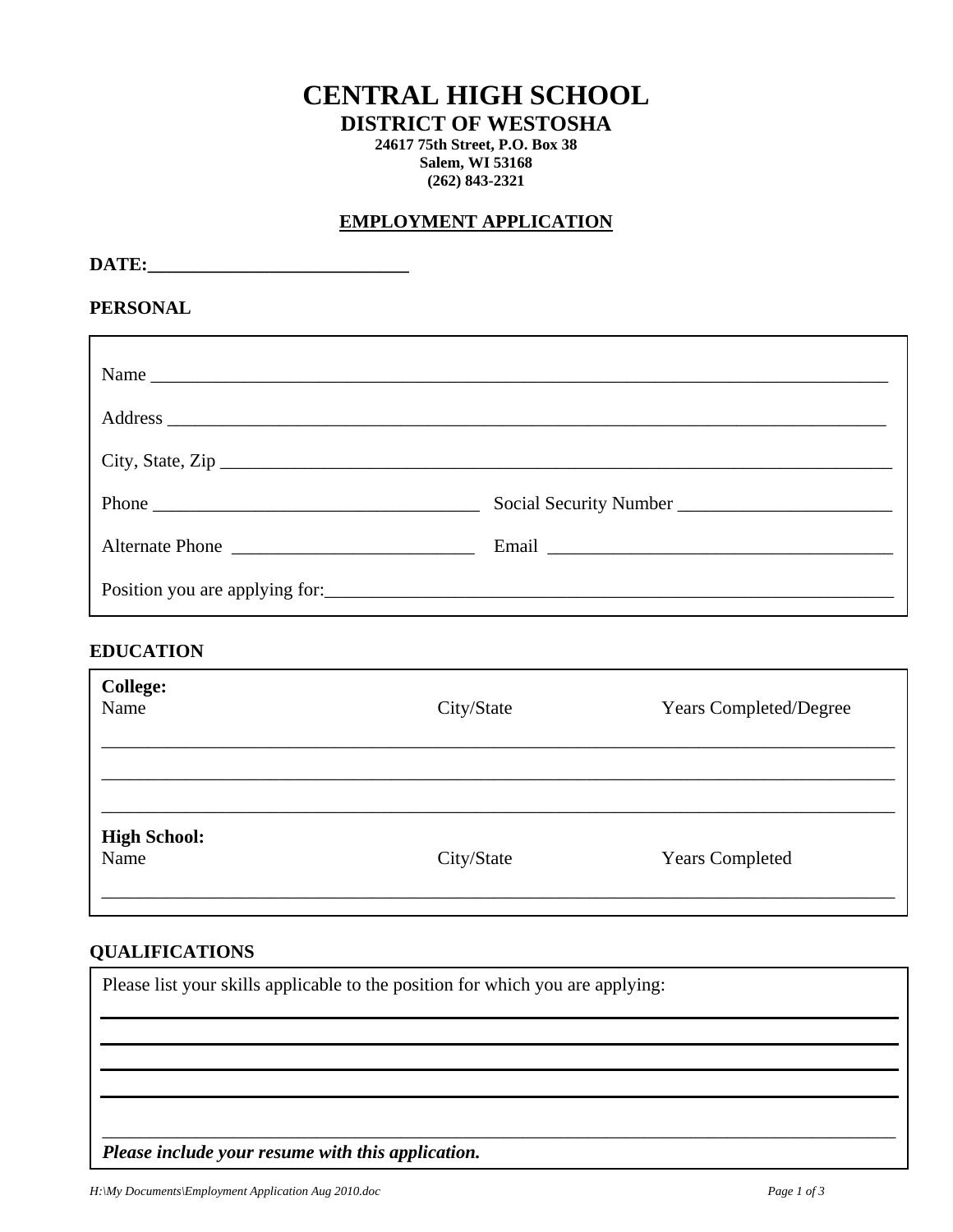# CENTRAL HIGH SCHOOL

## DISTRICT OF WESTOSHA

**24617 75th Street, P.O. Box 38**
**Salem, WI 53168**
**(262) 843-2321**

## EMPLOYMENT APPLICATION

**DATE:____________________________**

### PERSONAL

Name ________________________________________________________________________________

Address ______________________________________________________________________________

City, State, Zip ______________________________________________________________________

Phone ___________________________________ Social Security Number _______________________

Alternate Phone __________________________ Email ____________________________________

Position you are applying for:_________________________________________________________

### EDUCATION

**College:**

| Name | City/State | Years Completed/Degree |
|---|---|---|
| | | |
| | | |
| | | |

**High School:**

| Name | City/State | Years Completed |
|---|---|---|
| | | |

### QUALIFICATIONS

Please list your skills applicable to the position for which you are applying:

_______________________________________________________________________________

_______________________________________________________________________________

_______________________________________________________________________________

_______________________________________________________________________________

_______________________________________________________________________________

***Please include your resume with this application.***

*H:\My Documents\Employment Application Aug 2010.doc*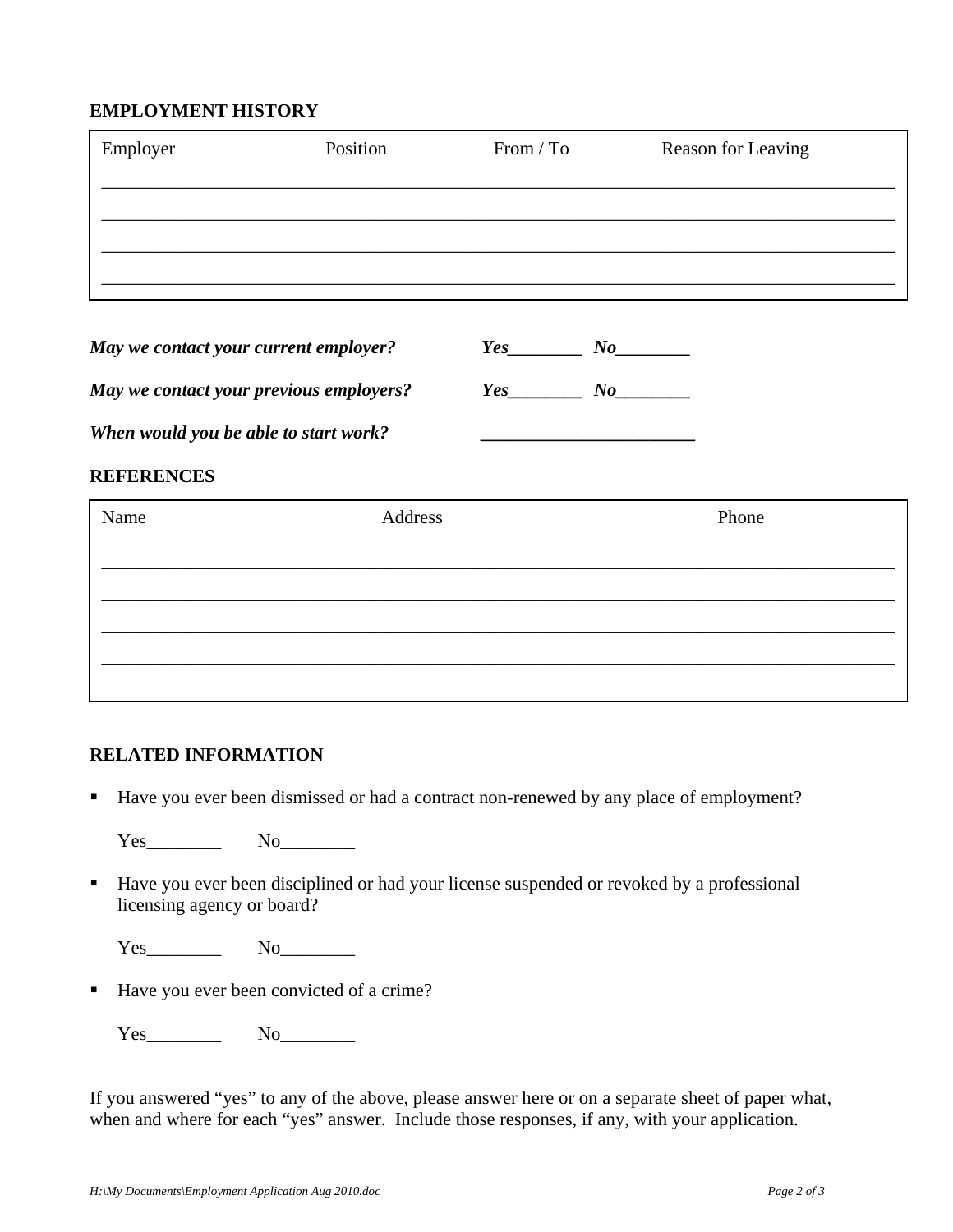## EMPLOYMENT HISTORY

| Employer | Position | From / To | Reason for Leaving |
|---|---|---|---|
| | | | |
| | | | |
| | | | |
| | | | |

***May we contact your current employer?*** ***Yes________ No________***

***May we contact your previous employers?*** ***Yes________ No________***

***When would you be able to start work?*** ***_______________________***

## REFERENCES

| Name | Address | Phone |
|---|---|---|
| | | |
| | | |
| | | |
| | | |

## RELATED INFORMATION

- Have you ever been dismissed or had a contract non-renewed by any place of employment?

  Yes________ No________

- Have you ever been disciplined or had your license suspended or revoked by a professional licensing agency or board?

  Yes________ No________

- Have you ever been convicted of a crime?

  Yes________ No________

If you answered "yes" to any of the above, please answer here or on a separate sheet of paper what, when and where for each "yes" answer. Include those responses, if any, with your application.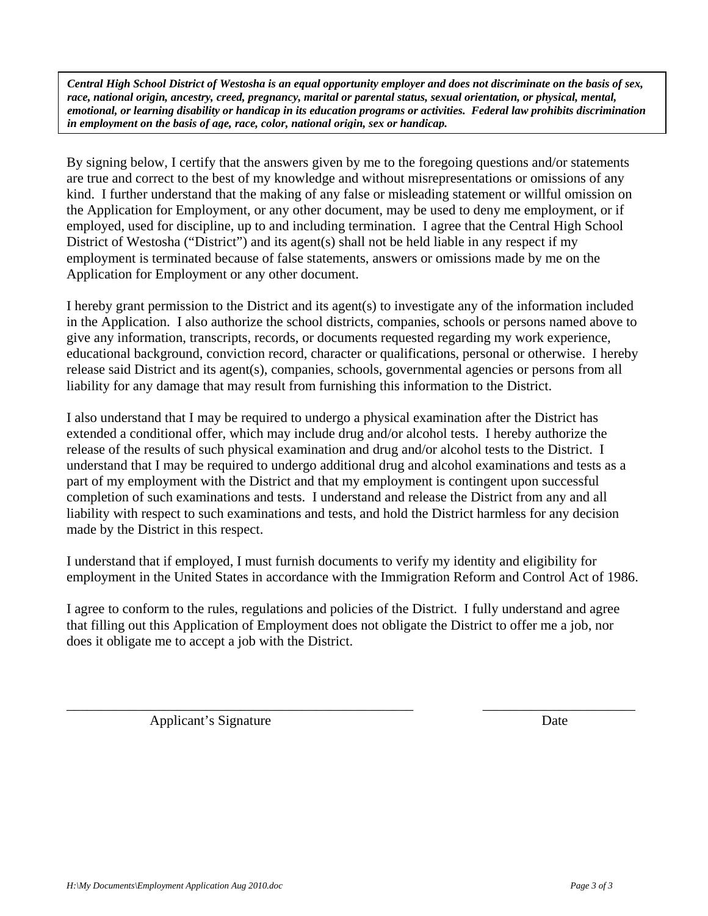***Central High School District of Westosha is an equal opportunity employer and does not discriminate on the basis of sex, race, national origin, ancestry, creed, pregnancy, marital or parental status, sexual orientation, or physical, mental, emotional, or learning disability or handicap in its education programs or activities. Federal law prohibits discrimination in employment on the basis of age, race, color, national origin, sex or handicap.***

By signing below, I certify that the answers given by me to the foregoing questions and/or statements are true and correct to the best of my knowledge and without misrepresentations or omissions of any kind. I further understand that the making of any false or misleading statement or willful omission on the Application for Employment, or any other document, may be used to deny me employment, or if employed, used for discipline, up to and including termination. I agree that the Central High School District of Westosha ("District") and its agent(s) shall not be held liable in any respect if my employment is terminated because of false statements, answers or omissions made by me on the Application for Employment or any other document.

I hereby grant permission to the District and its agent(s) to investigate any of the information included in the Application. I also authorize the school districts, companies, schools or persons named above to give any information, transcripts, records, or documents requested regarding my work experience, educational background, conviction record, character or qualifications, personal or otherwise. I hereby release said District and its agent(s), companies, schools, governmental agencies or persons from all liability for any damage that may result from furnishing this information to the District.

I also understand that I may be required to undergo a physical examination after the District has extended a conditional offer, which may include drug and/or alcohol tests. I hereby authorize the release of the results of such physical examination and drug and/or alcohol tests to the District. I understand that I may be required to undergo additional drug and alcohol examinations and tests as a part of my employment with the District and that my employment is contingent upon successful completion of such examinations and tests. I understand and release the District from any and all liability with respect to such examinations and tests, and hold the District harmless for any decision made by the District in this respect.

I understand that if employed, I must furnish documents to verify my identity and eligibility for employment in the United States in accordance with the Immigration Reform and Control Act of 1986.

I agree to conform to the rules, regulations and policies of the District. I fully understand and agree that filling out this Application of Employment does not obligate the District to offer me a job, nor does it obligate me to accept a job with the District.

\_\_\_\_\_\_\_\_\_\_\_\_\_\_\_\_\_\_\_\_\_\_\_\_\_\_\_\_\_\_\_\_\_\_\_\_\_\_\_\_\_\_\_\_\_\_\_\_ \_\_\_\_\_\_\_\_\_\_\_\_\_\_\_\_\_\_\_\_\_\_

Applicant's Signature Date

*H:\My Documents\Employment Application Aug 2010.doc*